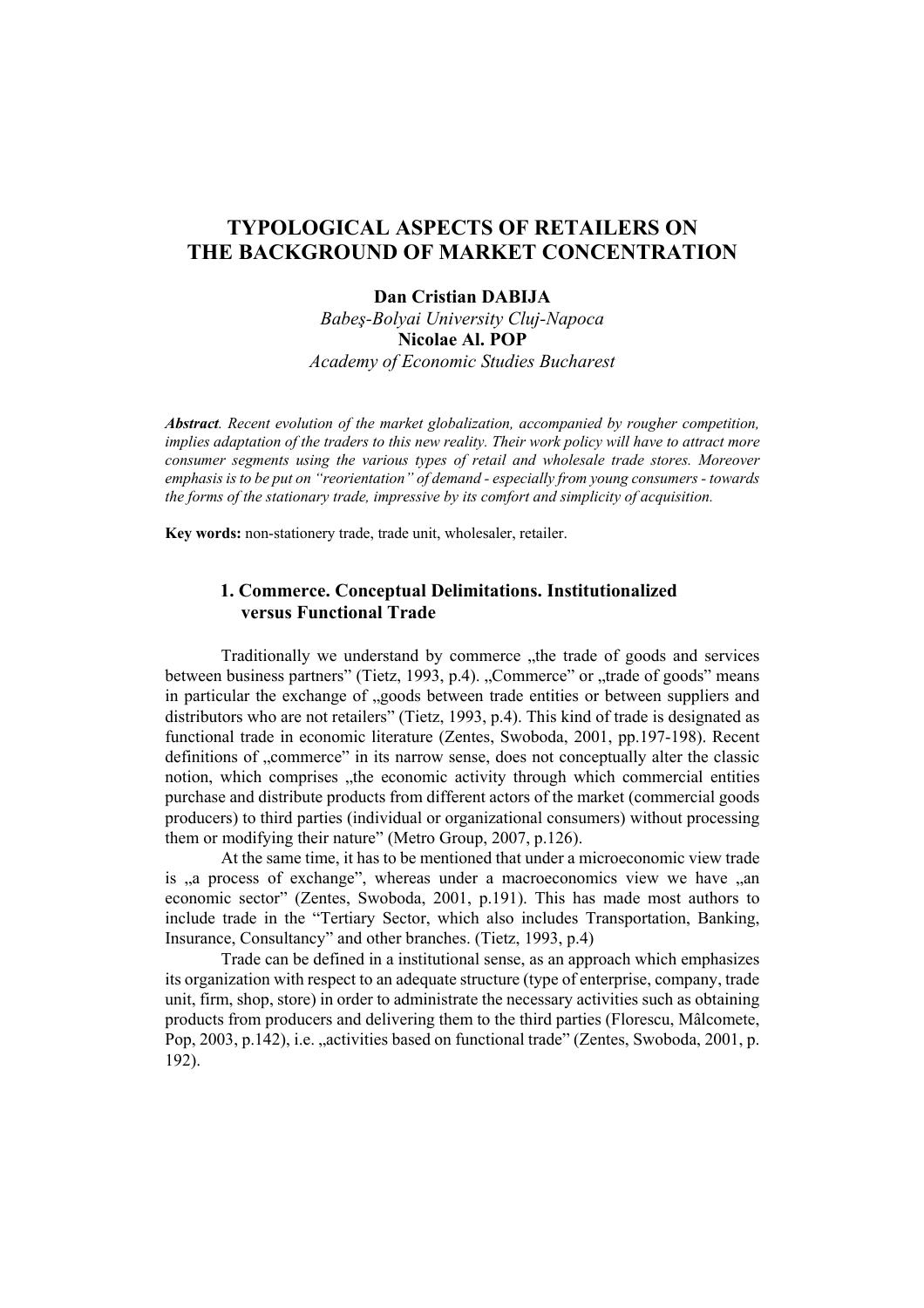# TYPOLOGICAL ASPECTS OF RETAILERS ON THE BACKGROUND OF MARKET CONCENTRATION

**Dan Cristian DABIJA**
*Babeş-Bolyai University Cluj-Napoca*
**Nicolae Al. POP**
*Academy of Economic Studies Bucharest*

***Abstract**. Recent evolution of the market globalization, accompanied by rougher competition, implies adaptation of the traders to this new reality. Their work policy will have to attract more consumer segments using the various types of retail and wholesale trade stores. Moreover emphasis is to be put on "reorientation" of demand - especially from young consumers - towards the forms of the stationary trade, impressive by its comfort and simplicity of acquisition.*

**Key words:** non-stationery trade, trade unit, wholesaler, retailer.

## 1. Commerce. Conceptual Delimitations. Institutionalized versus Functional Trade

Traditionally we understand by commerce „the trade of goods and services between business partners" (Tietz, 1993, p.4). „Commerce" or „trade of goods" means in particular the exchange of „goods between trade entities or between suppliers and distributors who are not retailers" (Tietz, 1993, p.4). This kind of trade is designated as functional trade in economic literature (Zentes, Swoboda, 2001, pp.197-198). Recent definitions of „commerce" in its narrow sense, does not conceptually alter the classic notion, which comprises „the economic activity through which commercial entities purchase and distribute products from different actors of the market (commercial goods producers) to third parties (individual or organizational consumers) without processing them or modifying their nature" (Metro Group, 2007, p.126).

At the same time, it has to be mentioned that under a microeconomic view trade is „a process of exchange", whereas under a macroeconomics view we have „an economic sector" (Zentes, Swoboda, 2001, p.191). This has made most authors to include trade in the "Tertiary Sector, which also includes Transportation, Banking, Insurance, Consultancy" and other branches. (Tietz, 1993, p.4)

Trade can be defined in a institutional sense, as an approach which emphasizes its organization with respect to an adequate structure (type of enterprise, company, trade unit, firm, shop, store) in order to administrate the necessary activities such as obtaining products from producers and delivering them to the third parties (Florescu, Mâlcomete, Pop, 2003, p.142), i.e. „activities based on functional trade" (Zentes, Swoboda, 2001, p. 192).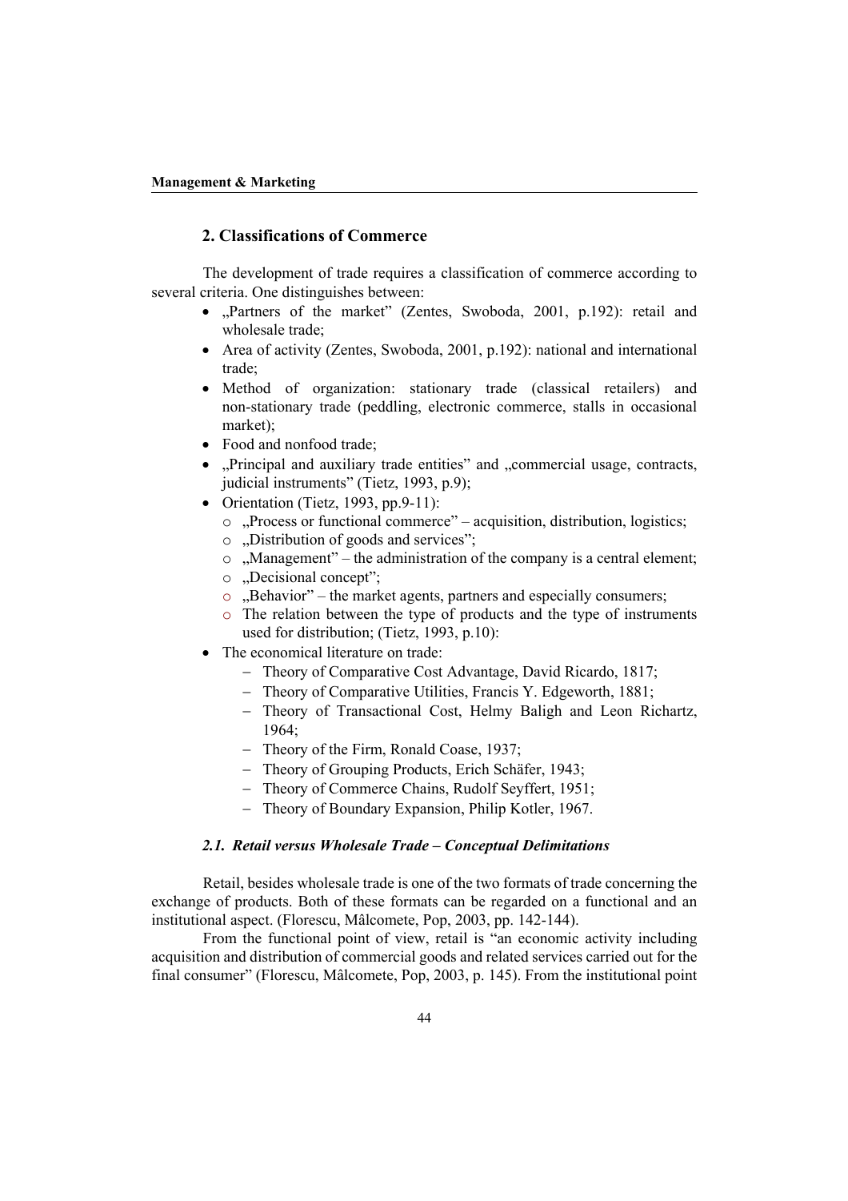## 2. Classifications of Commerce

The development of trade requires a classification of commerce according to several criteria. One distinguishes between:

- „Partners of the market" (Zentes, Swoboda, 2001, p.192): retail and wholesale trade;
- Area of activity (Zentes, Swoboda, 2001, p.192): national and international trade;
- Method of organization: stationary trade (classical retailers) and non-stationary trade (peddling, electronic commerce, stalls in occasional market);
- Food and nonfood trade;
- „Principal and auxiliary trade entities" and „commercial usage, contracts, judicial instruments" (Tietz, 1993, p.9);
- Orientation (Tietz, 1993, pp.9-11):
    - „Process or functional commerce" – acquisition, distribution, logistics;
    - „Distribution of goods and services";
    - „Management" – the administration of the company is a central element;
    - „Decisional concept";
    - „Behavior" – the market agents, partners and especially consumers;
    - The relation between the type of products and the type of instruments used for distribution; (Tietz, 1993, p.10):
- The economical literature on trade:
    - Theory of Comparative Cost Advantage, David Ricardo, 1817;
    - Theory of Comparative Utilities, Francis Y. Edgeworth, 1881;
    - Theory of Transactional Cost, Helmy Baligh and Leon Richartz, 1964;
    - Theory of the Firm, Ronald Coase, 1937;
    - Theory of Grouping Products, Erich Schäfer, 1943;
    - Theory of Commerce Chains, Rudolf Seyffert, 1951;
    - Theory of Boundary Expansion, Philip Kotler, 1967.

### *2.1. Retail versus Wholesale Trade – Conceptual Delimitations*

Retail, besides wholesale trade is one of the two formats of trade concerning the exchange of products. Both of these formats can be regarded on a functional and an institutional aspect. (Florescu, Mâlcomete, Pop, 2003, pp. 142-144).

From the functional point of view, retail is "an economic activity including acquisition and distribution of commercial goods and related services carried out for the final consumer" (Florescu, Mâlcomete, Pop, 2003, p. 145). From the institutional point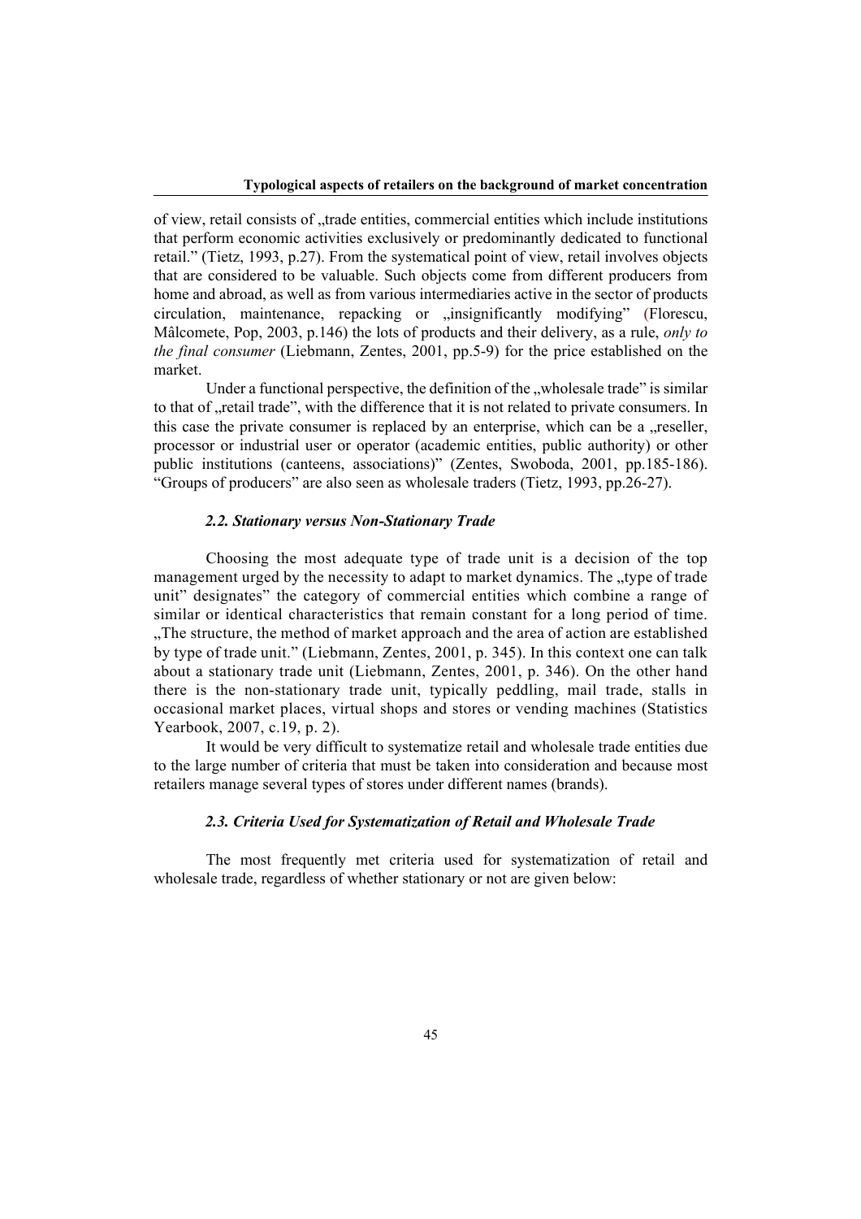of view, retail consists of „trade entities, commercial entities which include institutions that perform economic activities exclusively or predominantly dedicated to functional retail." (Tietz, 1993, p.27). From the systematical point of view, retail involves objects that are considered to be valuable. Such objects come from different producers from home and abroad, as well as from various intermediaries active in the sector of products circulation, maintenance, repacking or „insignificantly modifying" (Florescu, Mâlcomete, Pop, 2003, p.146) the lots of products and their delivery, as a rule, *only to the final consumer* (Liebmann, Zentes, 2001, pp.5-9) for the price established on the market.

Under a functional perspective, the definition of the „wholesale trade" is similar to that of „retail trade", with the difference that it is not related to private consumers. In this case the private consumer is replaced by an enterprise, which can be a „reseller, processor or industrial user or operator (academic entities, public authority) or other public institutions (canteens, associations)" (Zentes, Swoboda, 2001, pp.185-186). "Groups of producers" are also seen as wholesale traders (Tietz, 1993, pp.26-27).

### *2.2. Stationary versus Non-Stationary Trade*

Choosing the most adequate type of trade unit is a decision of the top management urged by the necessity to adapt to market dynamics. The „type of trade unit" designates" the category of commercial entities which combine a range of similar or identical characteristics that remain constant for a long period of time. „The structure, the method of market approach and the area of action are established by type of trade unit." (Liebmann, Zentes, 2001, p. 345). In this context one can talk about a stationary trade unit (Liebmann, Zentes, 2001, p. 346). On the other hand there is the non-stationary trade unit, typically peddling, mail trade, stalls in occasional market places, virtual shops and stores or vending machines (Statistics Yearbook, 2007, c.19, p. 2).

It would be very difficult to systematize retail and wholesale trade entities due to the large number of criteria that must be taken into consideration and because most retailers manage several types of stores under different names (brands).

### *2.3. Criteria Used for Systematization of Retail and Wholesale Trade*

The most frequently met criteria used for systematization of retail and wholesale trade, regardless of whether stationary or not are given below: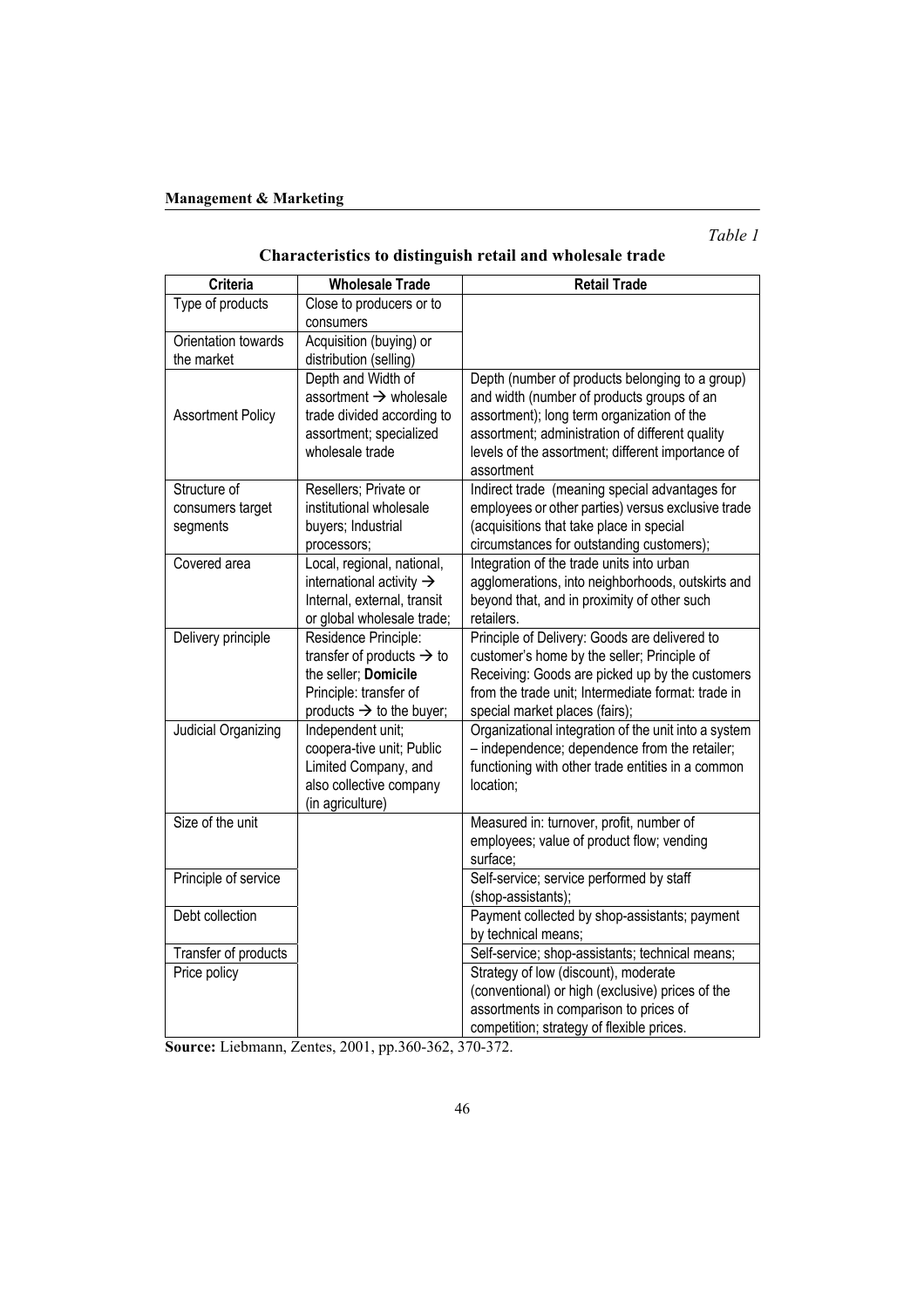*Table 1*

**Characteristics to distinguish retail and wholesale trade**

| Criteria | Wholesale Trade | Retail Trade |
|---|---|---|
| Type of products | Close to producers or to consumers | |
| Orientation towards the market | Acquisition (buying) or distribution (selling) | |
| Assortment Policy | Depth and Width of assortment → wholesale trade divided according to assortment; specialized wholesale trade | Depth (number of products belonging to a group) and width (number of products groups of an assortment); long term organization of the assortment; administration of different quality levels of the assortment; different importance of assortment |
| Structure of consumers target segments | Resellers; Private or institutional wholesale buyers; Industrial processors; | Indirect trade (meaning special advantages for employees or other parties) versus exclusive trade (acquisitions that take place in special circumstances for outstanding customers); |
| Covered area | Local, regional, national, international activity → Internal, external, transit or global wholesale trade; | Integration of the trade units into urban agglomerations, into neighborhoods, outskirts and beyond that, and in proximity of other such retailers. |
| Delivery principle | Residence Principle: transfer of products → to the seller; **Domicile** Principle: transfer of products → to the buyer; | Principle of Delivery: Goods are delivered to customer's home by the seller; Principle of Receiving: Goods are picked up by the customers from the trade unit; Intermediate format: trade in special market places (fairs); |
| Judicial Organizing | Independent unit; coopera-tive unit; Public Limited Company, and also collective company (in agriculture) | Organizational integration of the unit into a system – independence; dependence from the retailer; functioning with other trade entities in a common location; |
| Size of the unit | | Measured in: turnover, profit, number of employees; value of product flow; vending surface; |
| Principle of service | | Self-service; service performed by staff (shop-assistants); |
| Debt collection | | Payment collected by shop-assistants; payment by technical means; |
| Transfer of products | | Self-service; shop-assistants; technical means; |
| Price policy | | Strategy of low (discount), moderate (conventional) or high (exclusive) prices of the assortments in comparison to prices of competition; strategy of flexible prices. |

**Source:** Liebmann, Zentes, 2001, pp.360-362, 370-372.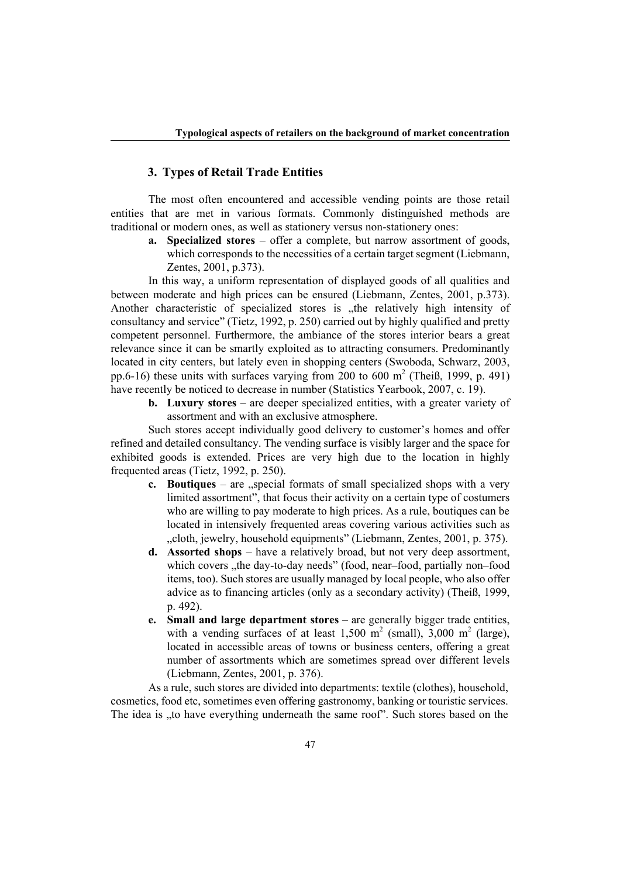## 3. Types of Retail Trade Entities

The most often encountered and accessible vending points are those retail entities that are met in various formats. Commonly distinguished methods are traditional or modern ones, as well as stationery versus non-stationery ones:

**a. Specialized stores** – offer a complete, but narrow assortment of goods, which corresponds to the necessities of a certain target segment (Liebmann, Zentes, 2001, p.373).

In this way, a uniform representation of displayed goods of all qualities and between moderate and high prices can be ensured (Liebmann, Zentes, 2001, p.373). Another characteristic of specialized stores is „the relatively high intensity of consultancy and service" (Tietz, 1992, p. 250) carried out by highly qualified and pretty competent personnel. Furthermore, the ambiance of the stores interior bears a great relevance since it can be smartly exploited as to attracting consumers. Predominantly located in city centers, but lately even in shopping centers (Swoboda, Schwarz, 2003, pp.6-16) these units with surfaces varying from 200 to 600 m$^2$ (Theiß, 1999, p. 491) have recently be noticed to decrease in number (Statistics Yearbook, 2007, c. 19).

**b. Luxury stores** – are deeper specialized entities, with a greater variety of assortment and with an exclusive atmosphere.

Such stores accept individually good delivery to customer's homes and offer refined and detailed consultancy. The vending surface is visibly larger and the space for exhibited goods is extended. Prices are very high due to the location in highly frequented areas (Tietz, 1992, p. 250).

**c. Boutiques** – are „special formats of small specialized shops with a very limited assortment", that focus their activity on a certain type of costumers who are willing to pay moderate to high prices. As a rule, boutiques can be located in intensively frequented areas covering various activities such as „cloth, jewelry, household equipments" (Liebmann, Zentes, 2001, p. 375).

**d. Assorted shops** – have a relatively broad, but not very deep assortment, which covers „the day-to-day needs" (food, near–food, partially non–food items, too). Such stores are usually managed by local people, who also offer advice as to financing articles (only as a secondary activity) (Theiß, 1999, p. 492).

**e. Small and large department stores** – are generally bigger trade entities, with a vending surfaces of at least 1,500 m$^2$ (small), 3,000 m$^2$ (large), located in accessible areas of towns or business centers, offering a great number of assortments which are sometimes spread over different levels (Liebmann, Zentes, 2001, p. 376).

As a rule, such stores are divided into departments: textile (clothes), household, cosmetics, food etc, sometimes even offering gastronomy, banking or touristic services. The idea is „to have everything underneath the same roof". Such stores based on the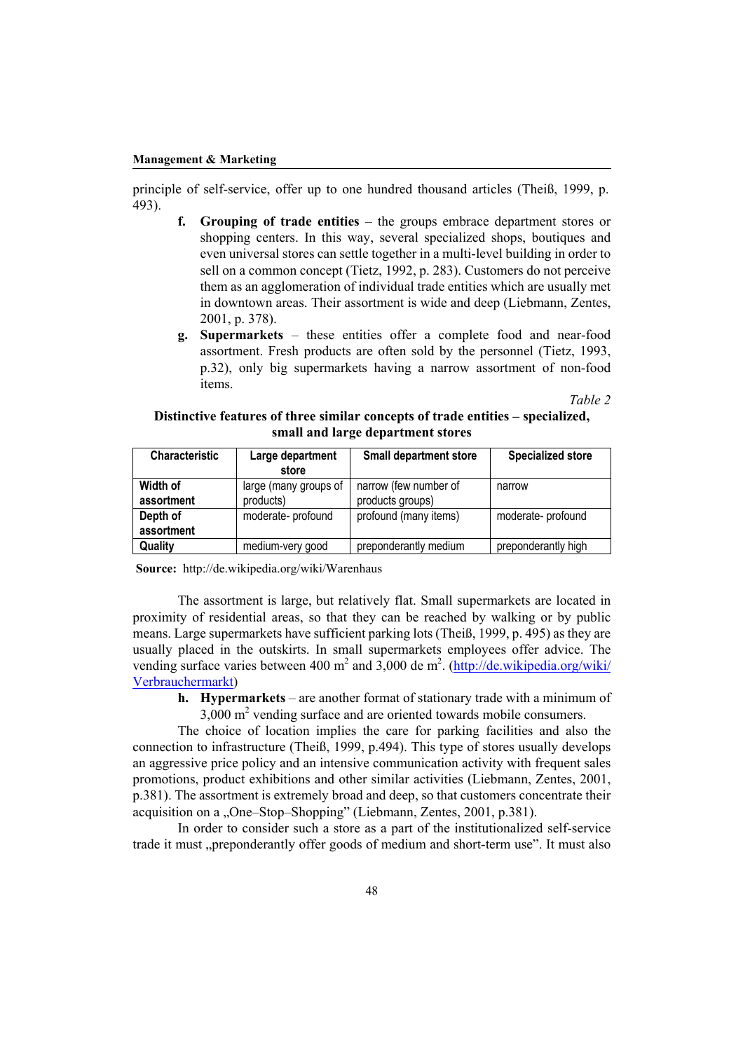principle of self-service, offer up to one hundred thousand articles (Theiß, 1999, p. 493).

**f.** **Grouping of trade entities** – the groups embrace department stores or shopping centers. In this way, several specialized shops, boutiques and even universal stores can settle together in a multi-level building in order to sell on a common concept (Tietz, 1992, p. 283). Customers do not perceive them as an agglomeration of individual trade entities which are usually met in downtown areas. Their assortment is wide and deep (Liebmann, Zentes, 2001, p. 378).

**g.** **Supermarkets** – these entities offer a complete food and near-food assortment. Fresh products are often sold by the personnel (Tietz, 1993, p.32), only big supermarkets having a narrow assortment of non-food items.

*Table 2*

**Distinctive features of three similar concepts of trade entities – specialized, small and large department stores**

| Characteristic | Large department store | Small department store | Specialized store |
|---|---|---|---|
| **Width of assortment** | large (many groups of products) | narrow (few number of products groups) | narrow |
| **Depth of assortment** | moderate- profound | profound (many items) | moderate- profound |
| **Quality** | medium-very good | preponderantly medium | preponderantly high |

**Source:** http://de.wikipedia.org/wiki/Warenhaus

The assortment is large, but relatively flat. Small supermarkets are located in proximity of residential areas, so that they can be reached by walking or by public means. Large supermarkets have sufficient parking lots (Theiß, 1999, p. 495) as they are usually placed in the outskirts. In small supermarkets employees offer advice. The vending surface varies between 400 $m^2$ and 3,000 de $m^2$. (http://de.wikipedia.org/wiki/Verbrauchermarkt)

**h.** **Hypermarkets** – are another format of stationary trade with a minimum of 3,000 $m^2$ vending surface and are oriented towards mobile consumers.

The choice of location implies the care for parking facilities and also the connection to infrastructure (Theiß, 1999, p.494). This type of stores usually develops an aggressive price policy and an intensive communication activity with frequent sales promotions, product exhibitions and other similar activities (Liebmann, Zentes, 2001, p.381). The assortment is extremely broad and deep, so that customers concentrate their acquisition on a „One–Stop–Shopping" (Liebmann, Zentes, 2001, p.381).

In order to consider such a store as a part of the institutionalized self-service trade it must „preponderantly offer goods of medium and short-term use". It must also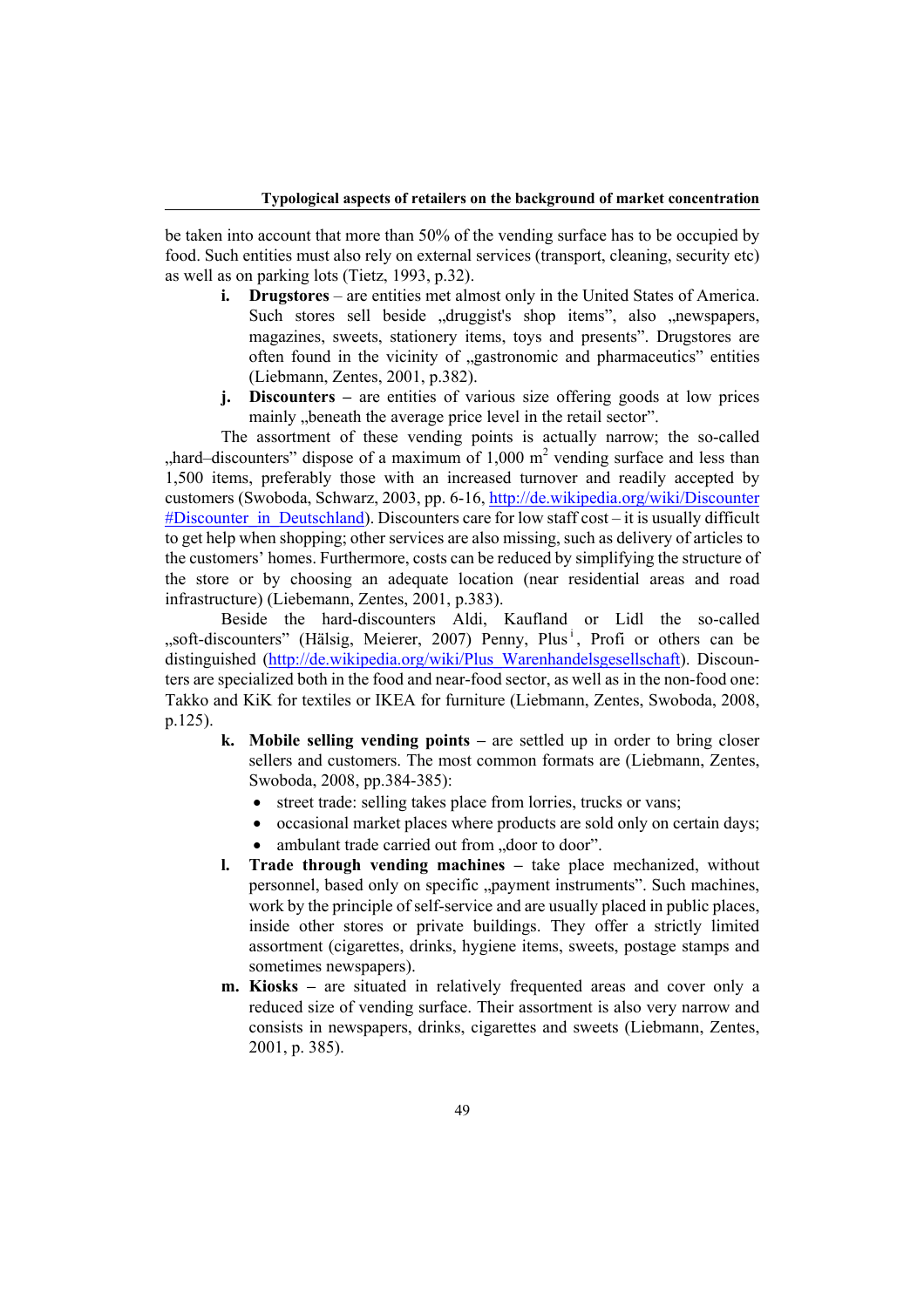be taken into account that more than 50% of the vending surface has to be occupied by food. Such entities must also rely on external services (transport, cleaning, security etc) as well as on parking lots (Tietz, 1993, p.32).

- **i. Drugstores** – are entities met almost only in the United States of America. Such stores sell beside „druggist's shop items", also „newspapers, magazines, sweets, stationery items, toys and presents". Drugstores are often found in the vicinity of „gastronomic and pharmaceutics" entities (Liebmann, Zentes, 2001, p.382).
- **j. Discounters** – are entities of various size offering goods at low prices mainly „beneath the average price level in the retail sector".

The assortment of these vending points is actually narrow; the so-called „hard–discounters" dispose of a maximum of 1,000 $m^2$ vending surface and less than 1,500 items, preferably those with an increased turnover and readily accepted by customers (Swoboda, Schwarz, 2003, pp. 6-16, http://de.wikipedia.org/wiki/Discounter #Discounter_in_Deutschland). Discounters care for low staff cost – it is usually difficult to get help when shopping; other services are also missing, such as delivery of articles to the customers' homes. Furthermore, costs can be reduced by simplifying the structure of the store or by choosing an adequate location (near residential areas and road infrastructure) (Liebemann, Zentes, 2001, p.383).

Beside the hard-discounters Aldi, Kaufland or Lidl the so-called „soft-discounters" (Hälsig, Meierer, 2007) Penny, Plus[i], Profi or others can be distinguished (http://de.wikipedia.org/wiki/Plus_Warenhandelsgesellschaft). Discounters are specialized both in the food and near-food sector, as well as in the non-food one: Takko and KiK for textiles or IKEA for furniture (Liebmann, Zentes, Swoboda, 2008, p.125).

- **k. Mobile selling vending points** – are settled up in order to bring closer sellers and customers. The most common formats are (Liebmann, Zentes, Swoboda, 2008, pp.384-385):
  - street trade: selling takes place from lorries, trucks or vans;
  - occasional market places where products are sold only on certain days;
  - ambulant trade carried out from „door to door".
- **l. Trade through vending machines** – take place mechanized, without personnel, based only on specific „payment instruments". Such machines, work by the principle of self-service and are usually placed in public places, inside other stores or private buildings. They offer a strictly limited assortment (cigarettes, drinks, hygiene items, sweets, postage stamps and sometimes newspapers).
- **m. Kiosks** – are situated in relatively frequented areas and cover only a reduced size of vending surface. Their assortment is also very narrow and consists in newspapers, drinks, cigarettes and sweets (Liebmann, Zentes, 2001, p. 385).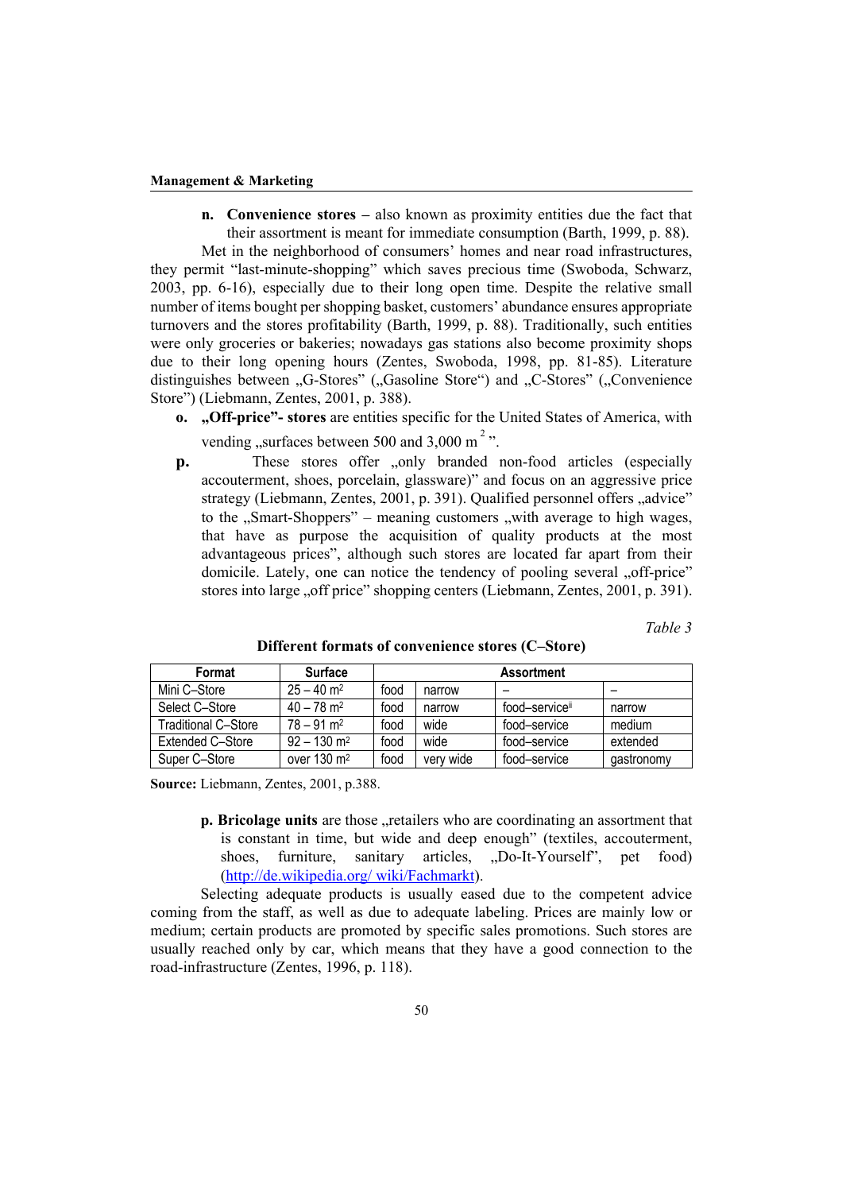**n. Convenience stores –** also known as proximity entities due the fact that their assortment is meant for immediate consumption (Barth, 1999, p. 88).

Met in the neighborhood of consumers' homes and near road infrastructures, they permit "last-minute-shopping" which saves precious time (Swoboda, Schwarz, 2003, pp. 6-16), especially due to their long open time. Despite the relative small number of items bought per shopping basket, customers' abundance ensures appropriate turnovers and the stores profitability (Barth, 1999, p. 88). Traditionally, such entities were only groceries or bakeries; nowadays gas stations also become proximity shops due to their long opening hours (Zentes, Swoboda, 1998, pp. 81-85). Literature distinguishes between „G-Stores" („Gasoline Store") and „C-Stores" („Convenience Store") (Liebmann, Zentes, 2001, p. 388).

**o. „Off-price"- stores** are entities specific for the United States of America, with vending „surfaces between 500 and 3,000 $m^2$".

**p.** These stores offer „only branded non-food articles (especially accouterment, shoes, porcelain, glassware)" and focus on an aggressive price strategy (Liebmann, Zentes, 2001, p. 391). Qualified personnel offers „advice" to the „Smart-Shoppers" – meaning customers „with average to high wages, that have as purpose the acquisition of quality products at the most advantageous prices", although such stores are located far apart from their domicile. Lately, one can notice the tendency of pooling several „off-price" stores into large „off price" shopping centers (Liebmann, Zentes, 2001, p. 391).

*Table 3*

**Different formats of convenience stores (C–Store)**

| Format | Surface | Assortment | | | |
|---|---|---|---|---|---|
| Mini C–Store | 25 – 40 $m^2$ | food | narrow | – | – |
| Select C–Store | 40 – 78 $m^2$ | food | narrow | food–service[ii] | narrow |
| Traditional C–Store | 78 – 91 $m^2$ | food | wide | food–service | medium |
| Extended C–Store | 92 – 130 $m^2$ | food | wide | food–service | extended |
| Super C–Store | over 130 $m^2$ | food | very wide | food–service | gastronomy |

**Source:** Liebmann, Zentes, 2001, p.388.

**p. Bricolage units** are those „retailers who are coordinating an assortment that is constant in time, but wide and deep enough" (textiles, accouterment, shoes, furniture, sanitary articles, „Do-It-Yourself", pet food) (http://de.wikipedia.org/ wiki/Fachmarkt).

Selecting adequate products is usually eased due to the competent advice coming from the staff, as well as due to adequate labeling. Prices are mainly low or medium; certain products are promoted by specific sales promotions. Such stores are usually reached only by car, which means that they have a good connection to the road-infrastructure (Zentes, 1996, p. 118).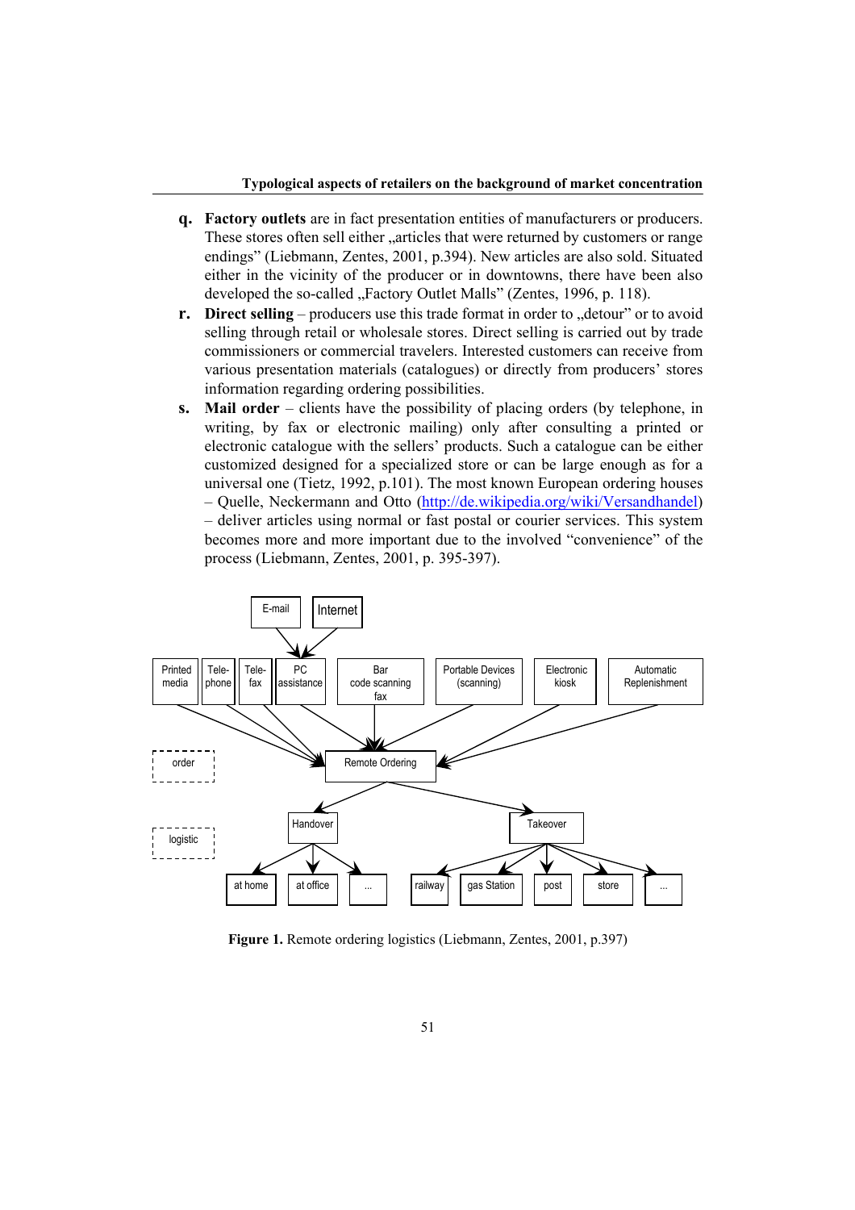q. **Factory outlets** are in fact presentation entities of manufacturers or producers. These stores often sell either „articles that were returned by customers or range endings" (Liebmann, Zentes, 2001, p.394). New articles are also sold. Situated either in the vicinity of the producer or in downtowns, there have been also developed the so-called „Factory Outlet Malls" (Zentes, 1996, p. 118).

r. **Direct selling** – producers use this trade format in order to „detour" or to avoid selling through retail or wholesale stores. Direct selling is carried out by trade commissioners or commercial travelers. Interested customers can receive from various presentation materials (catalogues) or directly from producers' stores information regarding ordering possibilities.

s. **Mail order** – clients have the possibility of placing orders (by telephone, in writing, by fax or electronic mailing) only after consulting a printed or electronic catalogue with the sellers' products. Such a catalogue can be either customized designed for a specialized store or can be large enough as for a universal one (Tietz, 1992, p.101). The most known European ordering houses – Quelle, Neckermann and Otto (http://de.wikipedia.org/wiki/Versandhandel) – deliver articles using normal or fast postal or courier services. This system becomes more and more important due to the involved "convenience" of the process (Liebmann, Zentes, 2001, p. 395-397).

**Figure 1.** Remote ordering logistics (Liebmann, Zentes, 2001, p.397)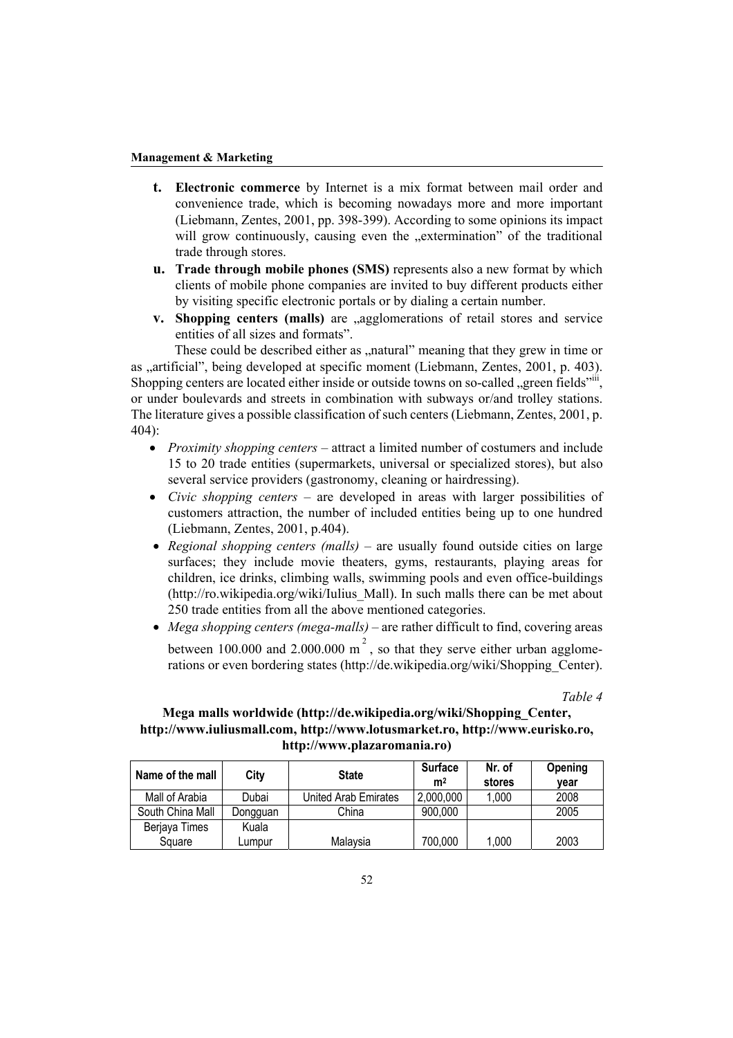- **t. Electronic commerce** by Internet is a mix format between mail order and convenience trade, which is becoming nowadays more and more important (Liebmann, Zentes, 2001, pp. 398-399). According to some opinions its impact will grow continuously, causing even the „extermination" of the traditional trade through stores.
- **u. Trade through mobile phones (SMS)** represents also a new format by which clients of mobile phone companies are invited to buy different products either by visiting specific electronic portals or by dialing a certain number.
- **v. Shopping centers (malls)** are „agglomerations of retail stores and service entities of all sizes and formats".

These could be described either as „natural" meaning that they grew in time or as „artificial", being developed at specific moment (Liebmann, Zentes, 2001, p. 403). Shopping centers are located either inside or outside towns on so-called „green fields"[iii], or under boulevards and streets in combination with subways or/and trolley stations. The literature gives a possible classification of such centers (Liebmann, Zentes, 2001, p. 404):

- *Proximity shopping centers* – attract a limited number of costumers and include 15 to 20 trade entities (supermarkets, universal or specialized stores), but also several service providers (gastronomy, cleaning or hairdressing).
- *Civic shopping centers* – are developed in areas with larger possibilities of customers attraction, the number of included entities being up to one hundred (Liebmann, Zentes, 2001, p.404).
- *Regional shopping centers (malls)* – are usually found outside cities on large surfaces; they include movie theaters, gyms, restaurants, playing areas for children, ice drinks, climbing walls, swimming pools and even office-buildings (http://ro.wikipedia.org/wiki/Iulius_Mall). In such malls there can be met about 250 trade entities from all the above mentioned categories.
- *Mega shopping centers (mega-malls)* – are rather difficult to find, covering areas between 100.000 and 2.000.000 $m^2$, so that they serve either urban agglomerations or even bordering states (http://de.wikipedia.org/wiki/Shopping_Center).

*Table 4*

**Mega malls worldwide (http://de.wikipedia.org/wiki/Shopping_Center, http://www.iuliusmall.com, http://www.lotusmarket.ro, http://www.eurisko.ro, http://www.plazaromania.ro)**

| Name of the mall | City | State | Surface m² | Nr. of stores | Opening year |
|---|---|---|---|---|---|
| Mall of Arabia | Dubai | United Arab Emirates | 2,000,000 | 1,000 | 2008 |
| South China Mall | Dongguan | China | 900,000 | | 2005 |
| Berjaya Times Square | Kuala Lumpur | Malaysia | 700,000 | 1,000 | 2003 |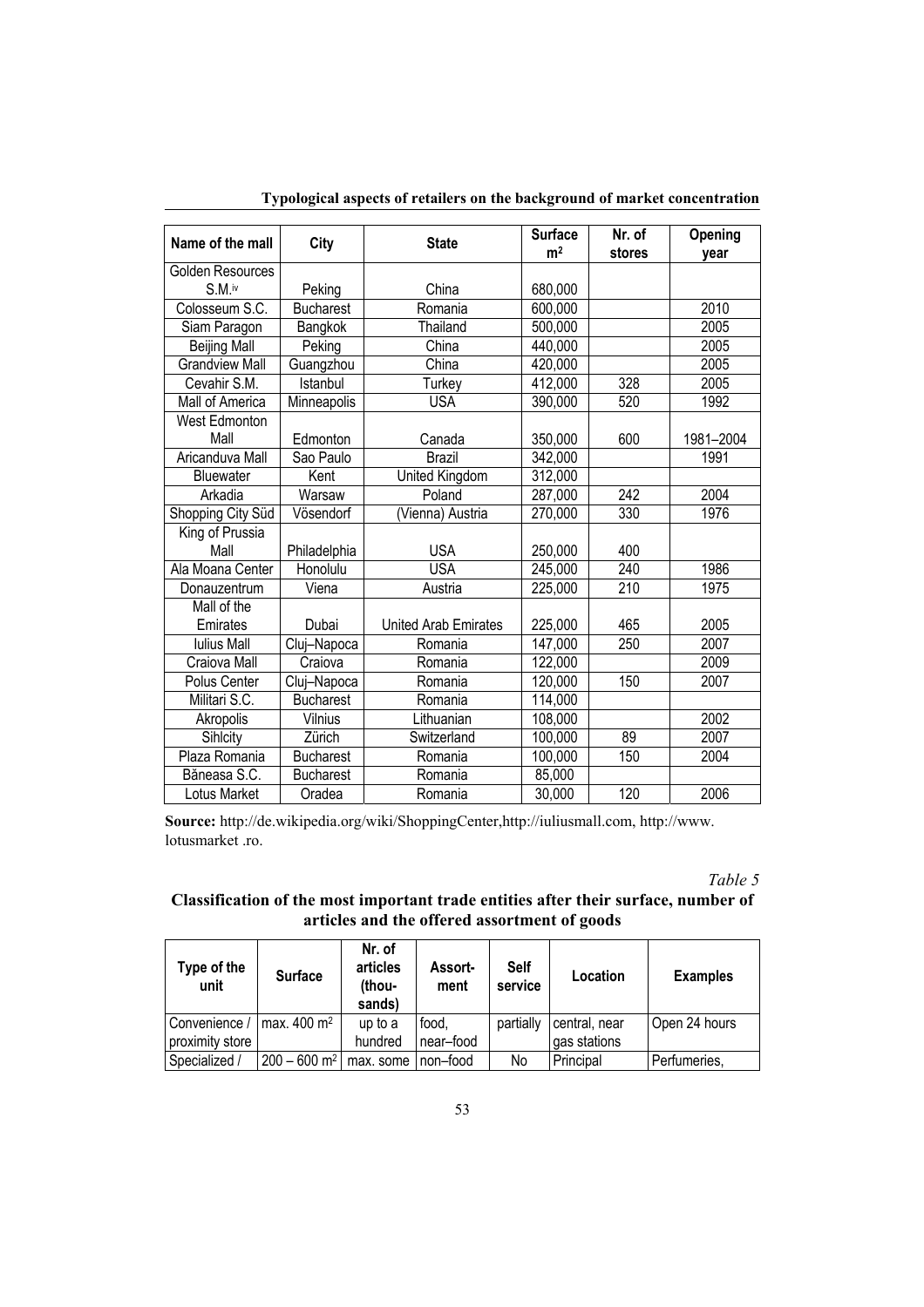| Name of the mall | City | State | Surface m² | Nr. of stores | Opening year |
|---|---|---|---|---|---|
| Golden Resources S.M.[iv] | Peking | China | 680,000 | | |
| Colosseum S.C. | Bucharest | Romania | 600,000 | | 2010 |
| Siam Paragon | Bangkok | Thailand | 500,000 | | 2005 |
| Beijing Mall | Peking | China | 440,000 | | 2005 |
| Grandview Mall | Guangzhou | China | 420,000 | | 2005 |
| Cevahir S.M. | Istanbul | Turkey | 412,000 | 328 | 2005 |
| Mall of America | Minneapolis | USA | 390,000 | 520 | 1992 |
| West Edmonton Mall | Edmonton | Canada | 350,000 | 600 | 1981–2004 |
| Aricanduva Mall | Sao Paulo | Brazil | 342,000 | | 1991 |
| Bluewater | Kent | United Kingdom | 312,000 | | |
| Arkadia | Warsaw | Poland | 287,000 | 242 | 2004 |
| Shopping City Süd | Vösendorf | (Vienna) Austria | 270,000 | 330 | 1976 |
| King of Prussia Mall | Philadelphia | USA | 250,000 | 400 | |
| Ala Moana Center | Honolulu | USA | 245,000 | 240 | 1986 |
| Donauzentrum | Viena | Austria | 225,000 | 210 | 1975 |
| Mall of the Emirates | Dubai | United Arab Emirates | 225,000 | 465 | 2005 |
| Iulius Mall | Cluj–Napoca | Romania | 147,000 | 250 | 2007 |
| Craiova Mall | Craiova | Romania | 122,000 | | 2009 |
| Polus Center | Cluj–Napoca | Romania | 120,000 | 150 | 2007 |
| Militari S.C. | Bucharest | Romania | 114,000 | | |
| Akropolis | Vilnius | Lithuanian | 108,000 | | 2002 |
| Sihlcity | Zürich | Switzerland | 100,000 | 89 | 2007 |
| Plaza Romania | Bucharest | Romania | 100,000 | 150 | 2004 |
| Băneasa S.C. | Bucharest | Romania | 85,000 | | |
| Lotus Market | Oradea | Romania | 30,000 | 120 | 2006 |

**Source:** http://de.wikipedia.org/wiki/ShoppingCenter,http://iuliusmall.com, http://www. lotusmarket .ro.

*Table 5*

**Classification of the most important trade entities after their surface, number of articles and the offered assortment of goods**

| Type of the unit | Surface | Nr. of articles (thou-sands) | Assort-ment | Self service | Location | Examples |
|---|---|---|---|---|---|---|
| Convenience / proximity store | max. 400 m² | up to a hundred | food, near–food | partially | central, near gas stations | Open 24 hours |
| Specialized / | 200 – 600 m² | max. some | non–food | No | Principal | Perfumeries, |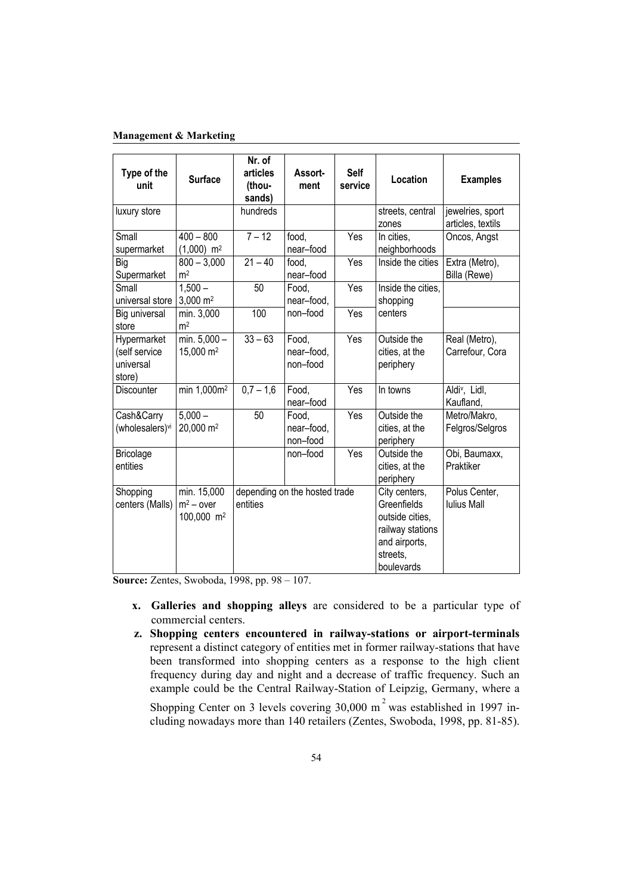| Type of the unit | Surface | Nr. of articles (thou-sands) | Assort-ment | Self service | Location | Examples |
|---|---|---|---|---|---|---|
| luxury store | | hundreds | | | streets, central zones | jewelries, sport articles, textils |
| Small supermarket | 400 – 800 (1,000) m² | 7 – 12 | food, near–food | Yes | In cities, neighborhoods | Oncos, Angst |
| Big Supermarket | 800 – 3,000 m² | 21 – 40 | food, near–food | Yes | Inside the cities | Extra (Metro), Billa (Rewe) |
| Small universal store | 1,500 – 3,000 m² | 50 | Food, near–food, | Yes | Inside the cities, shopping | |
| Big universal store | min. 3,000 m² | 100 | non–food | Yes | centers | |
| Hypermarket (self service universal store) | min. 5,000 – 15,000 m² | 33 – 63 | Food, near–food, non–food | Yes | Outside the cities, at the periphery | Real (Metro), Carrefour, Cora |
| Discounter | min 1,000m² | 0,7 – 1,6 | Food, near–food | Yes | In towns | Aldi[v], Lidl, Kaufland, |
| Cash&Carry (wholesalers)[vi] | 5,000 – 20,000 m² | 50 | Food, near–food, non–food | Yes | Outside the cities, at the periphery | Metro/Makro, Felgros/Selgros |
| Bricolage entities | | | non–food | Yes | Outside the cities, at the periphery | Obi, Baumaxx, Praktiker |
| Shopping centers (Malls) | min. 15,000 m² – over 100,000 m² | depending on the hosted trade entities | | | City centers, Greenfields outside cities, railway stations and airports, streets, boulevards | Polus Center, Iulius Mall |

**Source:** Zentes, Swoboda, 1998, pp. 98 – 107.

- **x. Galleries and shopping alleys** are considered to be a particular type of commercial centers.
- **z. Shopping centers encountered in railway-stations or airport-terminals** represent a distinct category of entities met in former railway-stations that have been transformed into shopping centers as a response to the high client frequency during day and night and a decrease of traffic frequency. Such an example could be the Central Railway-Station of Leipzig, Germany, where a Shopping Center on 3 levels covering 30,000 m² was established in 1997 including nowadays more than 140 retailers (Zentes, Swoboda, 1998, pp. 81-85).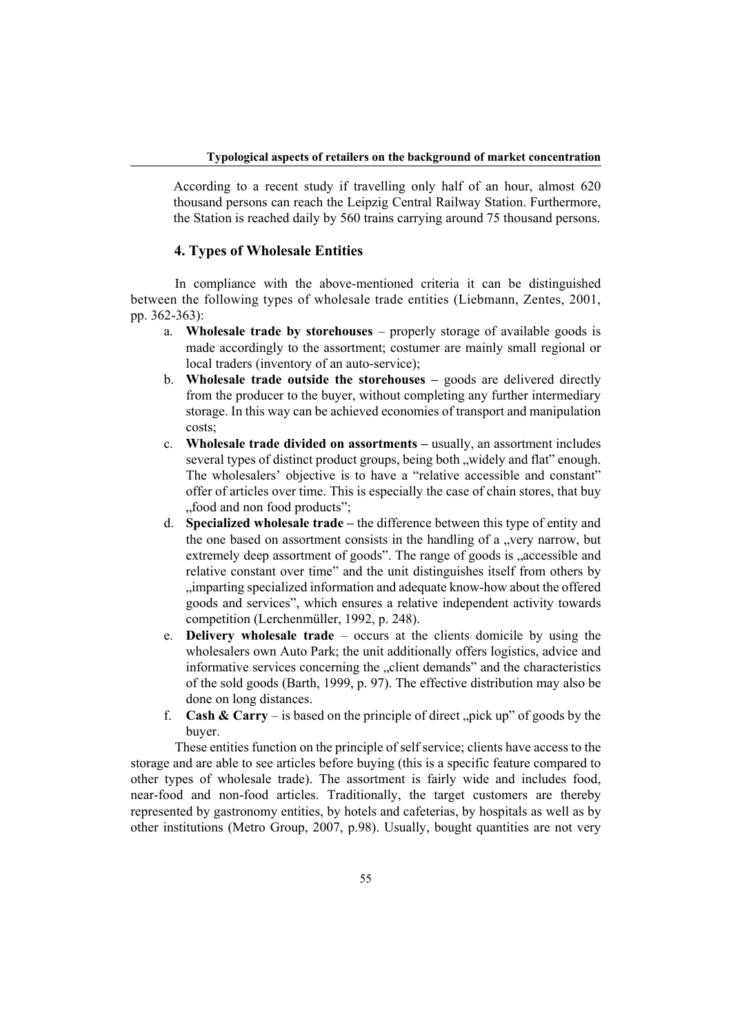According to a recent study if travelling only half of an hour, almost 620 thousand persons can reach the Leipzig Central Railway Station. Furthermore, the Station is reached daily by 560 trains carrying around 75 thousand persons.

## 4. Types of Wholesale Entities

In compliance with the above-mentioned criteria it can be distinguished between the following types of wholesale trade entities (Liebmann, Zentes, 2001, pp. 362-363):

a. **Wholesale trade by storehouses** – properly storage of available goods is made accordingly to the assortment; costumer are mainly small regional or local traders (inventory of an auto-service);
b. **Wholesale trade outside the storehouses –** goods are delivered directly from the producer to the buyer, without completing any further intermediary storage. In this way can be achieved economies of transport and manipulation costs;
c. **Wholesale trade divided on assortments –** usually, an assortment includes several types of distinct product groups, being both „widely and flat" enough. The wholesalers' objective is to have a "relative accessible and constant" offer of articles over time. This is especially the case of chain stores, that buy „food and non food products";
d. **Specialized wholesale trade –** the difference between this type of entity and the one based on assortment consists in the handling of a „very narrow, but extremely deep assortment of goods". The range of goods is „accessible and relative constant over time" and the unit distinguishes itself from others by „imparting specialized information and adequate know-how about the offered goods and services", which ensures a relative independent activity towards competition (Lerchenmüller, 1992, p. 248).
e. **Delivery wholesale trade** – occurs at the clients domicile by using the wholesalers own Auto Park; the unit additionally offers logistics, advice and informative services concerning the „client demands" and the characteristics of the sold goods (Barth, 1999, p. 97). The effective distribution may also be done on long distances.
f. **Cash & Carry** – is based on the principle of direct „pick up" of goods by the buyer.

These entities function on the principle of self service; clients have access to the storage and are able to see articles before buying (this is a specific feature compared to other types of wholesale trade). The assortment is fairly wide and includes food, near-food and non-food articles. Traditionally, the target customers are thereby represented by gastronomy entities, by hotels and cafeterias, by hospitals as well as by other institutions (Metro Group, 2007, p.98). Usually, bought quantities are not very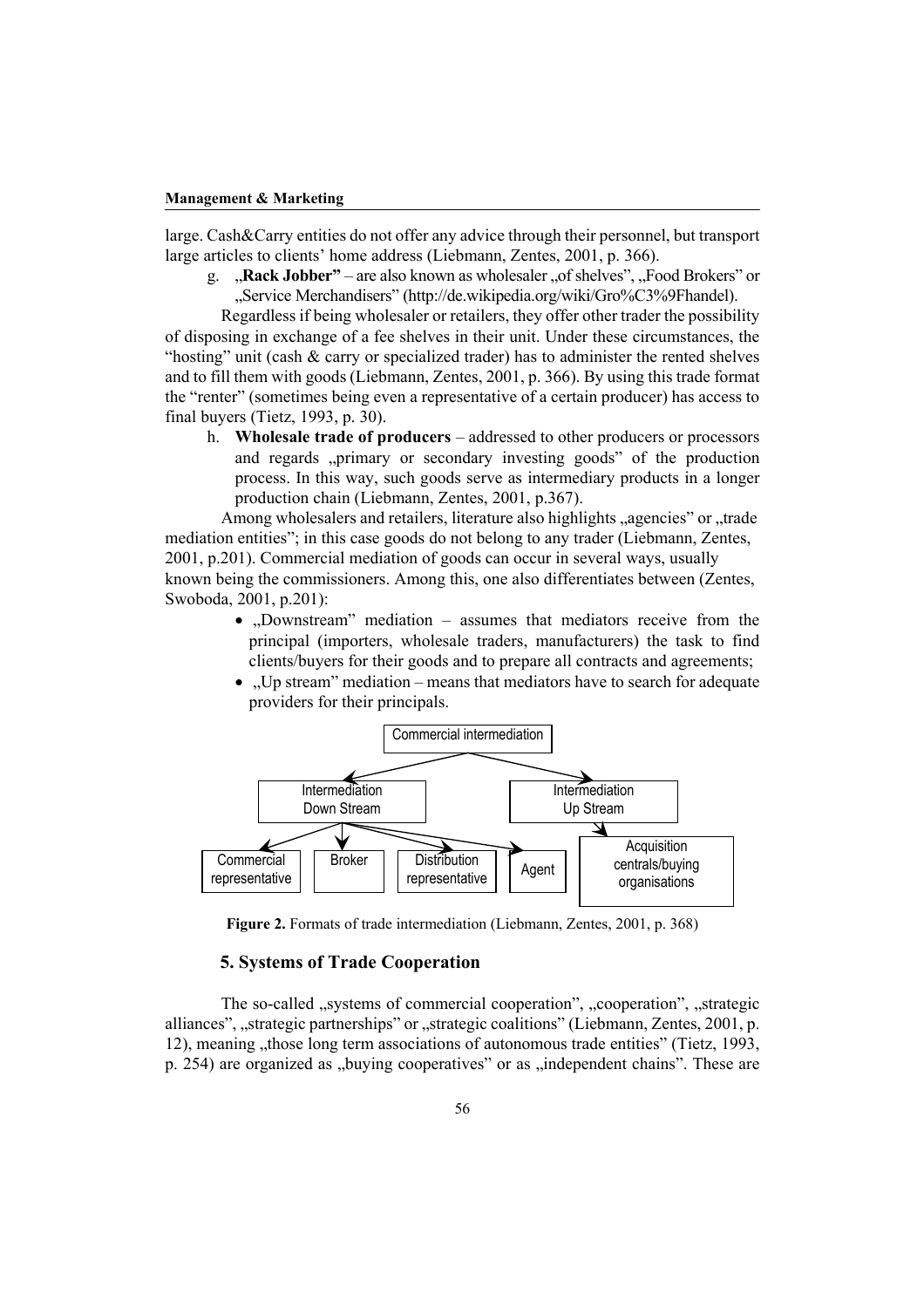large. Cash&Carry entities do not offer any advice through their personnel, but transport large articles to clients' home address (Liebmann, Zentes, 2001, p. 366).

g. „**Rack Jobber"** – are also known as wholesaler „of shelves", „Food Brokers" or „Service Merchandisers" (http://de.wikipedia.org/wiki/Gro%C3%9Fhandel).

Regardless if being wholesaler or retailers, they offer other trader the possibility of disposing in exchange of a fee shelves in their unit. Under these circumstances, the "hosting" unit (cash & carry or specialized trader) has to administer the rented shelves and to fill them with goods (Liebmann, Zentes, 2001, p. 366). By using this trade format the "renter" (sometimes being even a representative of a certain producer) has access to final buyers (Tietz, 1993, p. 30).

h. **Wholesale trade of producers** – addressed to other producers or processors and regards „primary or secondary investing goods" of the production process. In this way, such goods serve as intermediary products in a longer production chain (Liebmann, Zentes, 2001, p.367).

Among wholesalers and retailers, literature also highlights „agencies" or „trade mediation entities"; in this case goods do not belong to any trader (Liebmann, Zentes, 2001, p.201). Commercial mediation of goods can occur in several ways, usually known being the commissioners. Among this, one also differentiates between (Zentes, Swoboda, 2001, p.201):

- „Downstream" mediation – assumes that mediators receive from the principal (importers, wholesale traders, manufacturers) the task to find clients/buyers for their goods and to prepare all contracts and agreements;
- „Up stream" mediation – means that mediators have to search for adequate providers for their principals.

Commercial intermediation

- Intermediation Down Stream
  - Commercial representative
  - Broker
  - Distribution representative
  - Agent
- Intermediation Up Stream
  - Acquisition centrals/buying organisations

**Figure 2.** Formats of trade intermediation (Liebmann, Zentes, 2001, p. 368)

## 5. Systems of Trade Cooperation

The so-called „systems of commercial cooperation", „cooperation", „strategic alliances", „strategic partnerships" or „strategic coalitions" (Liebmann, Zentes, 2001, p. 12), meaning „those long term associations of autonomous trade entities" (Tietz, 1993, p. 254) are organized as „buying cooperatives" or as „independent chains". These are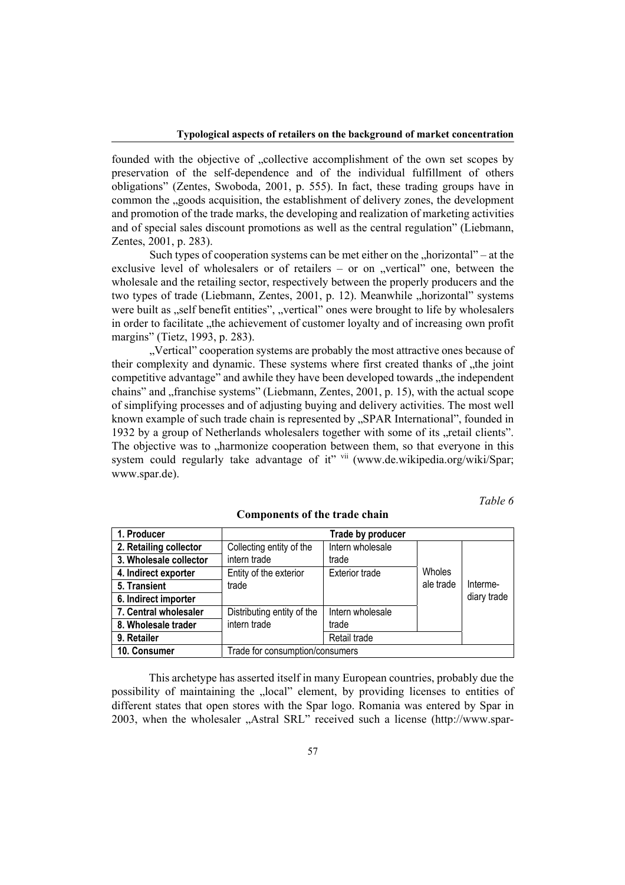founded with the objective of „collective accomplishment of the own set scopes by preservation of the self-dependence and of the individual fulfillment of others obligations" (Zentes, Swoboda, 2001, p. 555). In fact, these trading groups have in common the „goods acquisition, the establishment of delivery zones, the development and promotion of the trade marks, the developing and realization of marketing activities and of special sales discount promotions as well as the central regulation" (Liebmann, Zentes, 2001, p. 283).

Such types of cooperation systems can be met either on the „horizontal" – at the exclusive level of wholesalers or of retailers – or on „vertical" one, between the wholesale and the retailing sector, respectively between the properly producers and the two types of trade (Liebmann, Zentes, 2001, p. 12). Meanwhile „horizontal" systems were built as „self benefit entities", „vertical" ones were brought to life by wholesalers in order to facilitate „the achievement of customer loyalty and of increasing own profit margins" (Tietz, 1993, p. 283).

„Vertical" cooperation systems are probably the most attractive ones because of their complexity and dynamic. These systems where first created thanks of „the joint competitive advantage" and awhile they have been developed towards „the independent chains" and „franchise systems" (Liebmann, Zentes, 2001, p. 15), with the actual scope of simplifying processes and of adjusting buying and delivery activities. The most well known example of such trade chain is represented by „SPAR International", founded in 1932 by a group of Netherlands wholesalers together with some of its „retail clients". The objective was to „harmonize cooperation between them, so that everyone in this system could regularly take advantage of it" [vii] (www.de.wikipedia.org/wiki/Spar; www.spar.de).

*Table 6*

**Components of the trade chain**

| **1. Producer** | **Trade by producer** | | | |
|---|---|---|---|---|
| **2. Retailing collector** | Collecting entity of the intern trade | Intern wholesale trade | Wholesale trade | Intermediary trade |
| **3. Wholesale collector** | | | | |
| **4. Indirect exporter** | Entity of the exterior trade | Exterior trade | | |
| **5. Transient** | | | | |
| **6. Indirect importer** | | | | |
| **7. Central wholesaler** | Distributing entity of the intern trade | Intern wholesale trade | | |
| **8. Wholesale trader** | | | | |
| **9. Retailer** | | Retail trade | | |
| **10. Consumer** | Trade for consumption/consumers | | | |

This archetype has asserted itself in many European countries, probably due the possibility of maintaining the „local" element, by providing licenses to entities of different states that open stores with the Spar logo. Romania was entered by Spar in 2003, when the wholesaler „Astral SRL" received such a license (http://www.spar-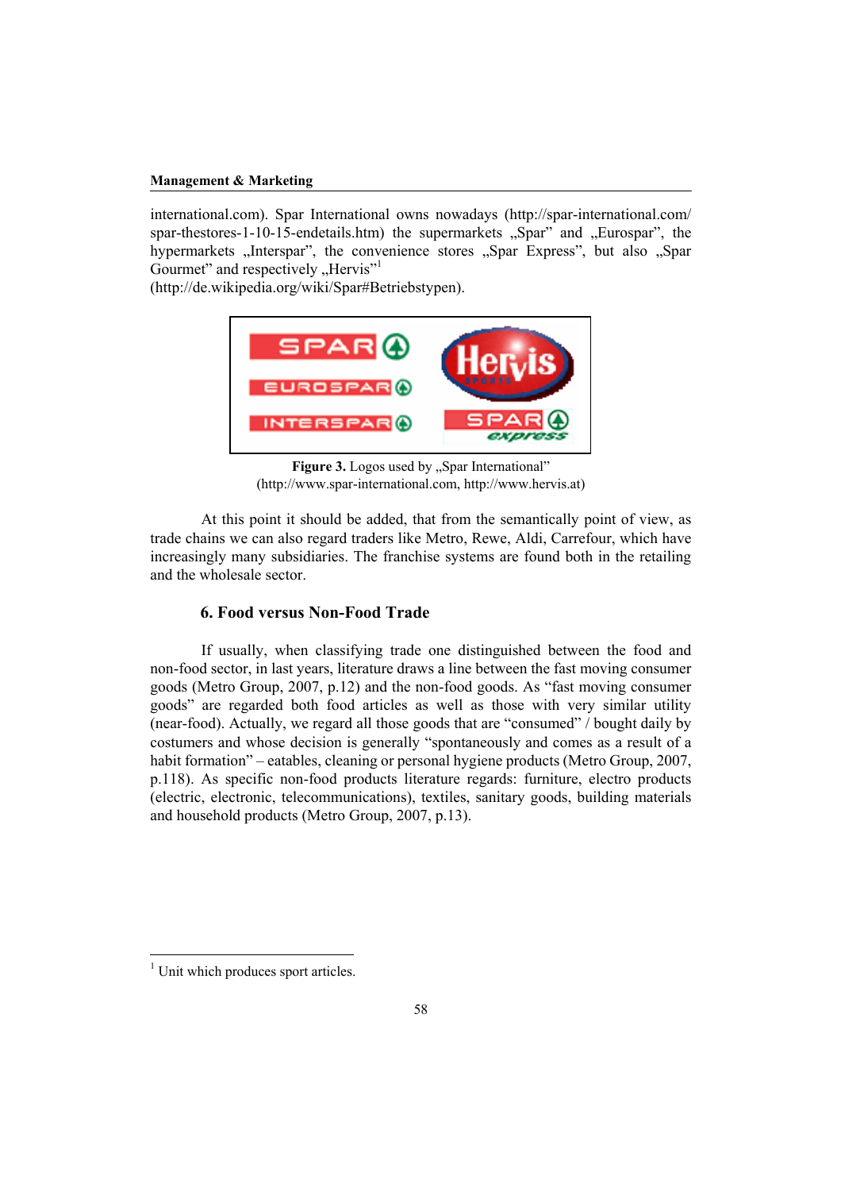international.com). Spar International owns nowadays (http://spar-international.com/spar-thestores-1-10-15-endetails.htm) the supermarkets „Spar" and „Eurospar", the hypermarkets „Interspar", the convenience stores „Spar Express", but also „Spar Gourmet" and respectively „Hervis"[1] (http://de.wikipedia.org/wiki/Spar#Betriebstypen).

**Figure 3.** Logos used by „Spar International" (http://www.spar-international.com, http://www.hervis.at)

At this point it should be added, that from the semantically point of view, as trade chains we can also regard traders like Metro, Rewe, Aldi, Carrefour, which have increasingly many subsidiaries. The franchise systems are found both in the retailing and the wholesale sector.

### 6. Food versus Non-Food Trade

If usually, when classifying trade one distinguished between the food and non-food sector, in last years, literature draws a line between the fast moving consumer goods (Metro Group, 2007, p.12) and the non-food goods. As "fast moving consumer goods" are regarded both food articles as well as those with very similar utility (near-food). Actually, we regard all those goods that are "consumed" / bought daily by costumers and whose decision is generally "spontaneously and comes as a result of a habit formation" – eatables, cleaning or personal hygiene products (Metro Group, 2007, p.118). As specific non-food products literature regards: furniture, electro products (electric, electronic, telecommunications), textiles, sanitary goods, building materials and household products (Metro Group, 2007, p.13).

[1] Unit which produces sport articles.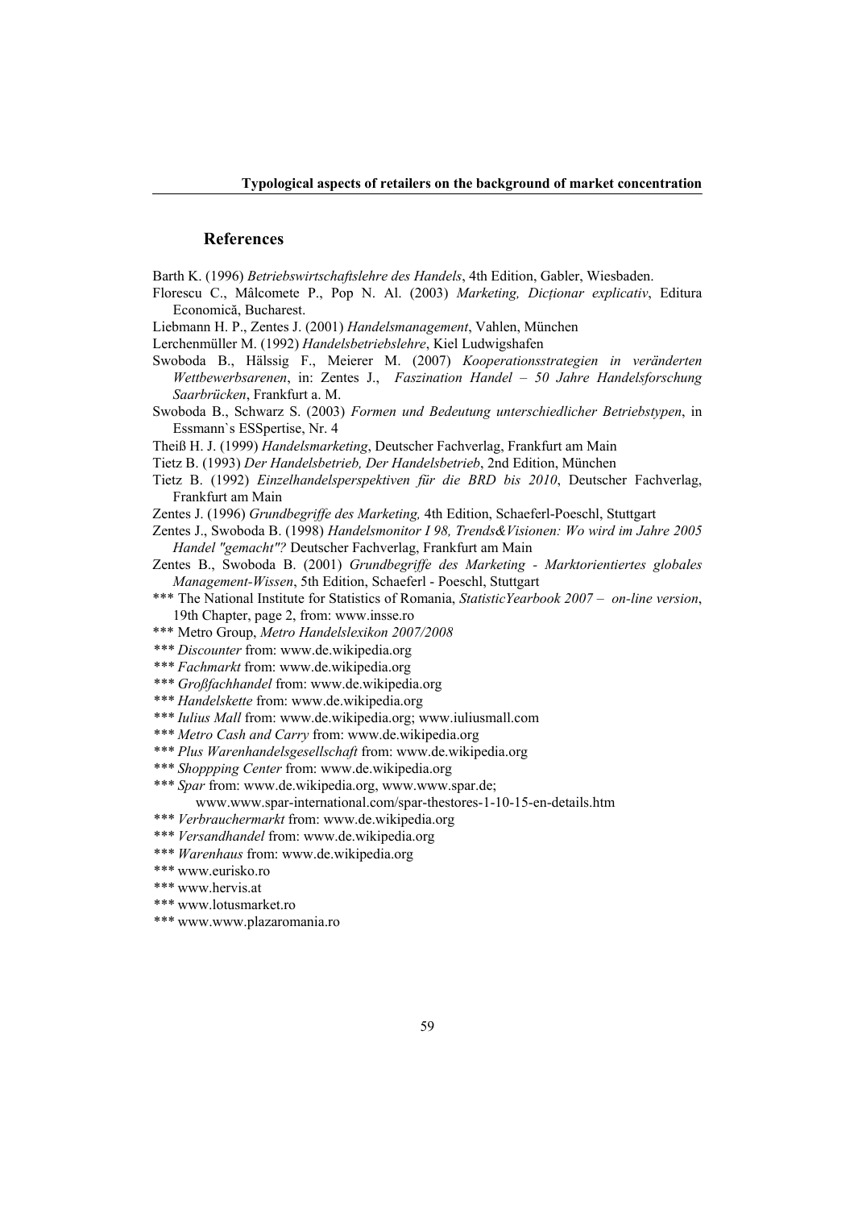## References

Barth K. (1996) *Betriebswirtschaftslehre des Handels*, 4th Edition, Gabler, Wiesbaden.

Florescu C., Mâlcomete P., Pop N. Al. (2003) *Marketing, Dicționar explicativ*, Editura Economică, Bucharest.

Liebmann H. P., Zentes J. (2001) *Handelsmanagement*, Vahlen, München

Lerchenmüller M. (1992) *Handelsbetriebslehre*, Kiel Ludwigshafen

Swoboda B., Hälssig F., Meierer M. (2007) *Kooperationsstrategien in veränderten Wettbewerbsarenen*, in: Zentes J., *Faszination Handel – 50 Jahre Handelsforschung Saarbrücken*, Frankfurt a. M.

Swoboda B., Schwarz S. (2003) *Formen und Bedeutung unterschiedlicher Betriebstypen*, in Essmann`s ESSpertise, Nr. 4

Theiß H. J. (1999) *Handelsmarketing*, Deutscher Fachverlag, Frankfurt am Main

Tietz B. (1993) *Der Handelsbetrieb, Der Handelsbetrieb*, 2nd Edition, München

Tietz B. (1992) *Einzelhandelsperspektiven für die BRD bis 2010*, Deutscher Fachverlag, Frankfurt am Main

Zentes J. (1996) *Grundbegriffe des Marketing,* 4th Edition, Schaeferl-Poeschl, Stuttgart

Zentes J., Swoboda B. (1998) *Handelsmonitor I 98, Trends&Visionen: Wo wird im Jahre 2005 Handel "gemacht"?* Deutscher Fachverlag, Frankfurt am Main

Zentes B., Swoboda B. (2001) *Grundbegriffe des Marketing - Marktorientiertes globales Management-Wissen*, 5th Edition, Schaeferl - Poeschl, Stuttgart

*** The National Institute for Statistics of Romania, *StatisticYearbook 2007 – on-line version*, 19th Chapter, page 2, from: www.insse.ro

*** Metro Group, *Metro Handelslexikon 2007/2008*

*** *Discounter* from: www.de.wikipedia.org

*** *Fachmarkt* from: www.de.wikipedia.org

*** *Großfachhandel* from: www.de.wikipedia.org

*** *Handelskette* from: www.de.wikipedia.org

*** *Iulius Mall* from: www.de.wikipedia.org; www.iuliusmall.com

*** *Metro Cash and Carry* from: www.de.wikipedia.org

*** *Plus Warenhandelsgesellschaft* from: www.de.wikipedia.org

*** *Shoppping Center* from: www.de.wikipedia.org

*** *Spar* from: www.de.wikipedia.org, www.www.spar.de; www.www.spar-international.com/spar-thestores-1-10-15-en-details.htm

*** *Verbrauchermarkt* from: www.de.wikipedia.org

*** *Versandhandel* from: www.de.wikipedia.org

*** *Warenhaus* from: www.de.wikipedia.org

*** www.eurisko.ro

*** www.hervis.at

*** www.lotusmarket.ro

*** www.www.plazaromania.ro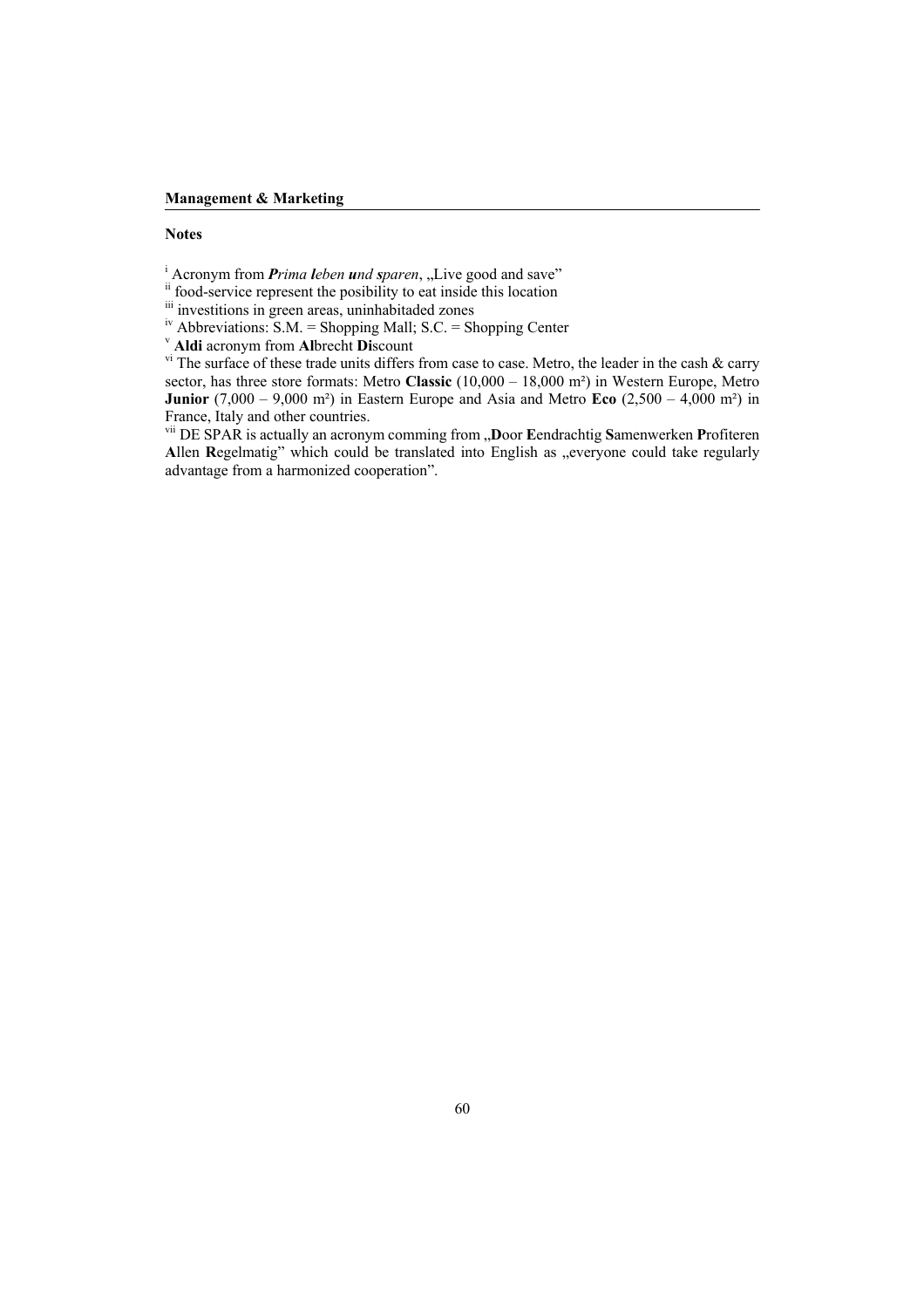## Notes

[i] Acronym from ***P**rima **l**eben **u**nd **s**paren*, „Live good and save”
[ii] food-service represent the posibility to eat inside this location
[iii] investitions in green areas, uninhabitaded zones
[iv] Abbreviations: S.M. = Shopping Mall; S.C. = Shopping Center
[v] **Aldi** acronym from **Al**brecht **Di**scount
[vi] The surface of these trade units differs from case to case. Metro, the leader in the cash & carry sector, has three store formats: Metro **Classic** (10,000 – 18,000 m²) in Western Europe, Metro **Junior** (7,000 – 9,000 m²) in Eastern Europe and Asia and Metro **Eco** (2,500 – 4,000 m²) in France, Italy and other countries.
[vii] DE SPAR is actually an acronym comming from „**D**oor **E**endrachtig **S**amenwerken **P**rofiteren **A**llen **R**egelmatig” which could be translated into English as „everyone could take regularly advantage from a harmonized cooperation”.